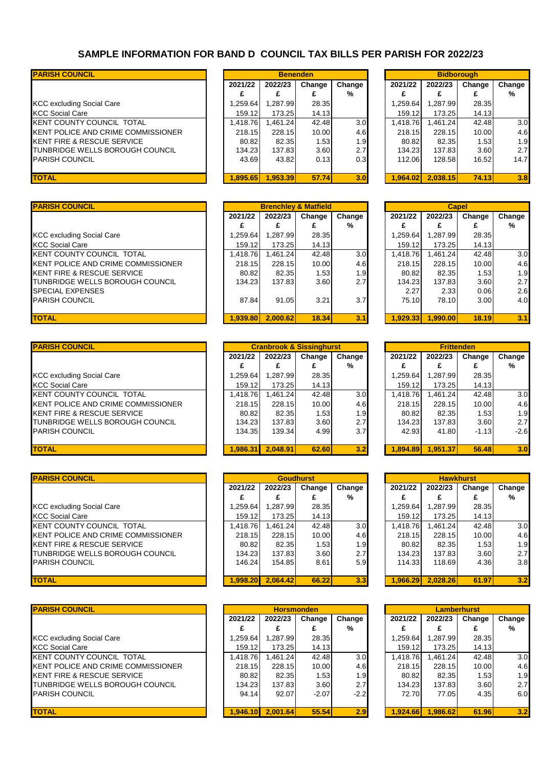# SAMPLE INFORMATION FOR BAND D COUNCIL TAX BILLS PER PARISH FOR 2022/23

| PARISH COUNCIL | Benenden | | | | Bidborough | | | |
|---|---|---|---|---|---|---|---|---|
| | 2021/22 | 2022/23 | Change | Change | 2021/22 | 2022/23 | Change | Change |
| | £ | £ | £ | % | £ | £ | £ | % |
| KCC excluding Social Care | 1,259.64 | 1,287.99 | 28.35 | | 1,259.64 | 1,287.99 | 28.35 | |
| KCC Social Care | 159.12 | 173.25 | 14.13 | | 159.12 | 173.25 | 14.13 | |
| KENT COUNTY COUNCIL TOTAL | 1,418.76 | 1,461.24 | 42.48 | 3.0 | 1,418.76 | 1,461.24 | 42.48 | 3.0 |
| KENT POLICE AND CRIME COMMISSIONER | 218.15 | 228.15 | 10.00 | 4.6 | 218.15 | 228.15 | 10.00 | 4.6 |
| KENT FIRE & RESCUE SERVICE | 80.82 | 82.35 | 1.53 | 1.9 | 80.82 | 82.35 | 1.53 | 1.9 |
| TUNBRIDGE WELLS BOROUGH COUNCIL | 134.23 | 137.83 | 3.60 | 2.7 | 134.23 | 137.83 | 3.60 | 2.7 |
| PARISH COUNCIL | 43.69 | 43.82 | 0.13 | 0.3 | 112.06 | 128.58 | 16.52 | 14.7 |
| **TOTAL** | **1,895.65** | **1,953.39** | **57.74** | **3.0** | **1,964.02** | **2,038.15** | **74.13** | **3.8** |

| PARISH COUNCIL | Brenchley & Matfield | | | | Capel | | | |
|---|---|---|---|---|---|---|---|---|
| | 2021/22 | 2022/23 | Change | Change | 2021/22 | 2022/23 | Change | Change |
| | £ | £ | £ | % | £ | £ | £ | % |
| KCC excluding Social Care | 1,259.64 | 1,287.99 | 28.35 | | 1,259.64 | 1,287.99 | 28.35 | |
| KCC Social Care | 159.12 | 173.25 | 14.13 | | 159.12 | 173.25 | 14.13 | |
| KENT COUNTY COUNCIL TOTAL | 1,418.76 | 1,461.24 | 42.48 | 3.0 | 1,418.76 | 1,461.24 | 42.48 | 3.0 |
| KENT POLICE AND CRIME COMMISSIONER | 218.15 | 228.15 | 10.00 | 4.6 | 218.15 | 228.15 | 10.00 | 4.6 |
| KENT FIRE & RESCUE SERVICE | 80.82 | 82.35 | 1.53 | 1.9 | 80.82 | 82.35 | 1.53 | 1.9 |
| TUNBRIDGE WELLS BOROUGH COUNCIL | 134.23 | 137.83 | 3.60 | 2.7 | 134.23 | 137.83 | 3.60 | 2.7 |
| SPECIAL EXPENSES | | | | | 2.27 | 2.33 | 0.06 | 2.6 |
| PARISH COUNCIL | 87.84 | 91.05 | 3.21 | 3.7 | 75.10 | 78.10 | 3.00 | 4.0 |
| **TOTAL** | **1,939.80** | **2,000.62** | **18.34** | **3.1** | **1,929.33** | **1,990.00** | **18.19** | **3.1** |

| PARISH COUNCIL | Cranbrook & Sissinghurst | | | | Frittenden | | | |
|---|---|---|---|---|---|---|---|---|
| | 2021/22 | 2022/23 | Change | Change | 2021/22 | 2022/23 | Change | Change |
| | £ | £ | £ | % | £ | £ | £ | % |
| KCC excluding Social Care | 1,259.64 | 1,287.99 | 28.35 | | 1,259.64 | 1,287.99 | 28.35 | |
| KCC Social Care | 159.12 | 173.25 | 14.13 | | 159.12 | 173.25 | 14.13 | |
| KENT COUNTY COUNCIL TOTAL | 1,418.76 | 1,461.24 | 42.48 | 3.0 | 1,418.76 | 1,461.24 | 42.48 | 3.0 |
| KENT POLICE AND CRIME COMMISSIONER | 218.15 | 228.15 | 10.00 | 4.6 | 218.15 | 228.15 | 10.00 | 4.6 |
| KENT FIRE & RESCUE SERVICE | 80.82 | 82.35 | 1.53 | 1.9 | 80.82 | 82.35 | 1.53 | 1.9 |
| TUNBRIDGE WELLS BOROUGH COUNCIL | 134.23 | 137.83 | 3.60 | 2.7 | 134.23 | 137.83 | 3.60 | 2.7 |
| PARISH COUNCIL | 134.35 | 139.34 | 4.99 | 3.7 | 42.93 | 41.80 | -1.13 | -2.6 |
| **TOTAL** | **1,986.31** | **2,048.91** | **62.60** | **3.2** | **1,894.89** | **1,951.37** | **56.48** | **3.0** |

| PARISH COUNCIL | Goudhurst | | | | Hawkhurst | | | |
|---|---|---|---|---|---|---|---|---|
| | 2021/22 | 2022/23 | Change | Change | 2021/22 | 2022/23 | Change | Change |
| | £ | £ | £ | % | £ | £ | £ | % |
| KCC excluding Social Care | 1,259.64 | 1,287.99 | 28.35 | | 1,259.64 | 1,287.99 | 28.35 | |
| KCC Social Care | 159.12 | 173.25 | 14.13 | | 159.12 | 173.25 | 14.13 | |
| KENT COUNTY COUNCIL TOTAL | 1,418.76 | 1,461.24 | 42.48 | 3.0 | 1,418.76 | 1,461.24 | 42.48 | 3.0 |
| KENT POLICE AND CRIME COMMISSIONER | 218.15 | 228.15 | 10.00 | 4.6 | 218.15 | 228.15 | 10.00 | 4.6 |
| KENT FIRE & RESCUE SERVICE | 80.82 | 82.35 | 1.53 | 1.9 | 80.82 | 82.35 | 1.53 | 1.9 |
| TUNBRIDGE WELLS BOROUGH COUNCIL | 134.23 | 137.83 | 3.60 | 2.7 | 134.23 | 137.83 | 3.60 | 2.7 |
| PARISH COUNCIL | 146.24 | 154.85 | 8.61 | 5.9 | 114.33 | 118.69 | 4.36 | 3.8 |
| **TOTAL** | **1,998.20** | **2,064.42** | **66.22** | **3.3** | **1,966.29** | **2,028.26** | **61.97** | **3.2** |

| PARISH COUNCIL | Horsmonden | | | | Lamberhurst | | | |
|---|---|---|---|---|---|---|---|---|
| | 2021/22 | 2022/23 | Change | Change | 2021/22 | 2022/23 | Change | Change |
| | £ | £ | £ | % | £ | £ | £ | % |
| KCC excluding Social Care | 1,259.64 | 1,287.99 | 28.35 | | 1,259.64 | 1,287.99 | 28.35 | |
| KCC Social Care | 159.12 | 173.25 | 14.13 | | 159.12 | 173.25 | 14.13 | |
| KENT COUNTY COUNCIL TOTAL | 1,418.76 | 1,461.24 | 42.48 | 3.0 | 1,418.76 | 1,461.24 | 42.48 | 3.0 |
| KENT POLICE AND CRIME COMMISSIONER | 218.15 | 228.15 | 10.00 | 4.6 | 218.15 | 228.15 | 10.00 | 4.6 |
| KENT FIRE & RESCUE SERVICE | 80.82 | 82.35 | 1.53 | 1.9 | 80.82 | 82.35 | 1.53 | 1.9 |
| TUNBRIDGE WELLS BOROUGH COUNCIL | 134.23 | 137.83 | 3.60 | 2.7 | 134.23 | 137.83 | 3.60 | 2.7 |
| PARISH COUNCIL | 94.14 | 92.07 | -2.07 | -2.2 | 72.70 | 77.05 | 4.35 | 6.0 |
| **TOTAL** | **1,946.10** | **2,001.64** | **55.54** | **2.9** | **1,924.66** | **1,986.62** | **61.96** | **3.2** |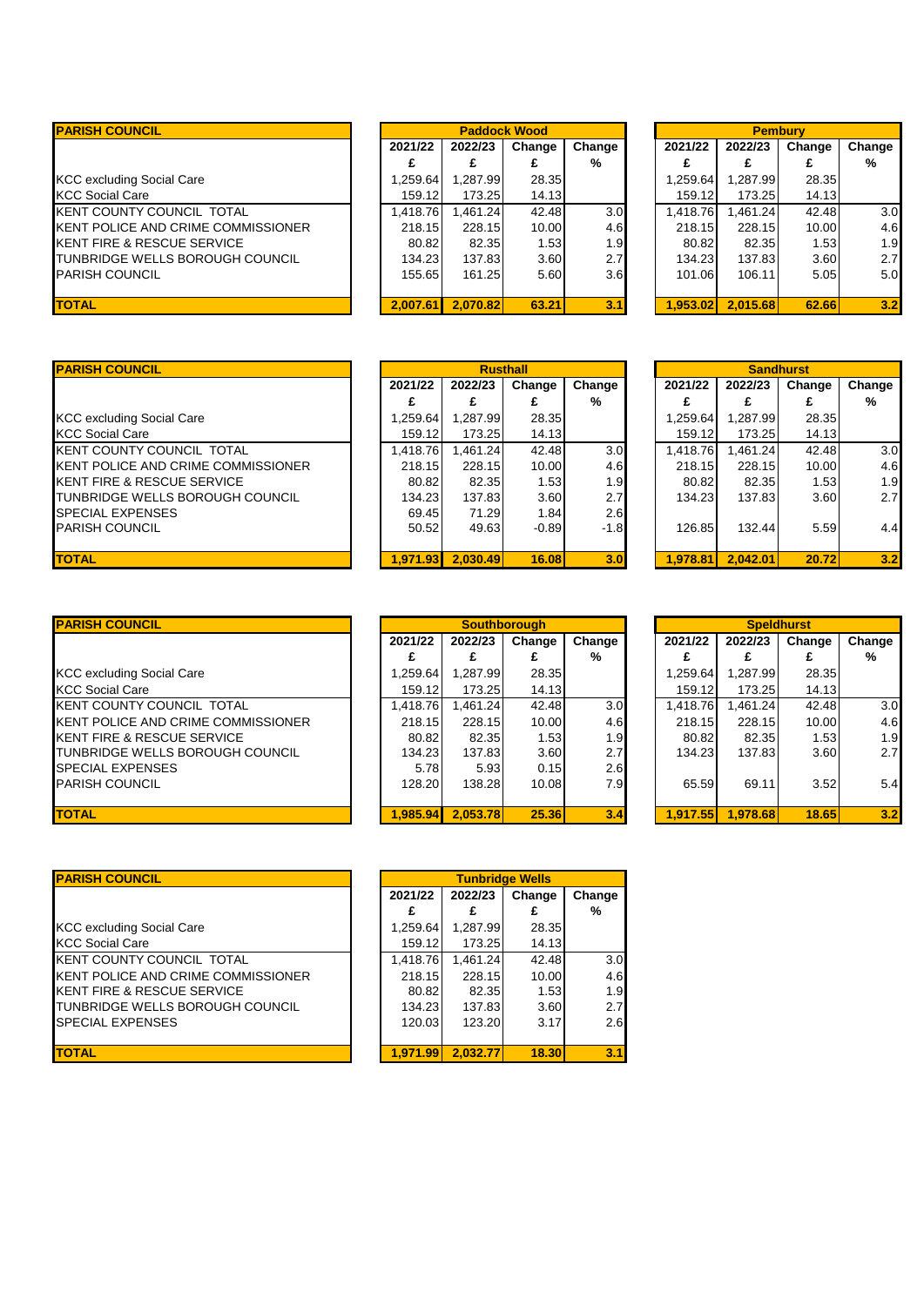| PARISH COUNCIL | Paddock Wood | | | | Pembury | | | |
|---|---|---|---|---|---|---|---|---|
| | 2021/22 | 2022/23 | Change | Change | 2021/22 | 2022/23 | Change | Change |
| | £ | £ | £ | % | £ | £ | £ | % |
| KCC excluding Social Care | 1,259.64 | 1,287.99 | 28.35 | | 1,259.64 | 1,287.99 | 28.35 | |
| KCC Social Care | 159.12 | 173.25 | 14.13 | | 159.12 | 173.25 | 14.13 | |
| KENT COUNTY COUNCIL TOTAL | 1,418.76 | 1,461.24 | 42.48 | 3.0 | 1,418.76 | 1,461.24 | 42.48 | 3.0 |
| KENT POLICE AND CRIME COMMISSIONER | 218.15 | 228.15 | 10.00 | 4.6 | 218.15 | 228.15 | 10.00 | 4.6 |
| KENT FIRE & RESCUE SERVICE | 80.82 | 82.35 | 1.53 | 1.9 | 80.82 | 82.35 | 1.53 | 1.9 |
| TUNBRIDGE WELLS BOROUGH COUNCIL | 134.23 | 137.83 | 3.60 | 2.7 | 134.23 | 137.83 | 3.60 | 2.7 |
| PARISH COUNCIL | 155.65 | 161.25 | 5.60 | 3.6 | 101.06 | 106.11 | 5.05 | 5.0 |
| TOTAL | 2,007.61 | 2,070.82 | 63.21 | 3.1 | 1,953.02 | 2,015.68 | 62.66 | 3.2 |

| PARISH COUNCIL | Rusthall | | | | Sandhurst | | | |
|---|---|---|---|---|---|---|---|---|
| | 2021/22 | 2022/23 | Change | Change | 2021/22 | 2022/23 | Change | Change |
| | £ | £ | £ | % | £ | £ | £ | % |
| KCC excluding Social Care | 1,259.64 | 1,287.99 | 28.35 | | 1,259.64 | 1,287.99 | 28.35 | |
| KCC Social Care | 159.12 | 173.25 | 14.13 | | 159.12 | 173.25 | 14.13 | |
| KENT COUNTY COUNCIL TOTAL | 1,418.76 | 1,461.24 | 42.48 | 3.0 | 1,418.76 | 1,461.24 | 42.48 | 3.0 |
| KENT POLICE AND CRIME COMMISSIONER | 218.15 | 228.15 | 10.00 | 4.6 | 218.15 | 228.15 | 10.00 | 4.6 |
| KENT FIRE & RESCUE SERVICE | 80.82 | 82.35 | 1.53 | 1.9 | 80.82 | 82.35 | 1.53 | 1.9 |
| TUNBRIDGE WELLS BOROUGH COUNCIL | 134.23 | 137.83 | 3.60 | 2.7 | 134.23 | 137.83 | 3.60 | 2.7 |
| SPECIAL EXPENSES | 69.45 | 71.29 | 1.84 | 2.6 | | | | |
| PARISH COUNCIL | 50.52 | 49.63 | -0.89 | -1.8 | 126.85 | 132.44 | 5.59 | 4.4 |
| TOTAL | 1,971.93 | 2,030.49 | 16.08 | 3.0 | 1,978.81 | 2,042.01 | 20.72 | 3.2 |

| PARISH COUNCIL | Southborough | | | | Speldhurst | | | |
|---|---|---|---|---|---|---|---|---|
| | 2021/22 | 2022/23 | Change | Change | 2021/22 | 2022/23 | Change | Change |
| | £ | £ | £ | % | £ | £ | £ | % |
| KCC excluding Social Care | 1,259.64 | 1,287.99 | 28.35 | | 1,259.64 | 1,287.99 | 28.35 | |
| KCC Social Care | 159.12 | 173.25 | 14.13 | | 159.12 | 173.25 | 14.13 | |
| KENT COUNTY COUNCIL TOTAL | 1,418.76 | 1,461.24 | 42.48 | 3.0 | 1,418.76 | 1,461.24 | 42.48 | 3.0 |
| KENT POLICE AND CRIME COMMISSIONER | 218.15 | 228.15 | 10.00 | 4.6 | 218.15 | 228.15 | 10.00 | 4.6 |
| KENT FIRE & RESCUE SERVICE | 80.82 | 82.35 | 1.53 | 1.9 | 80.82 | 82.35 | 1.53 | 1.9 |
| TUNBRIDGE WELLS BOROUGH COUNCIL | 134.23 | 137.83 | 3.60 | 2.7 | 134.23 | 137.83 | 3.60 | 2.7 |
| SPECIAL EXPENSES | 5.78 | 5.93 | 0.15 | 2.6 | | | | |
| PARISH COUNCIL | 128.20 | 138.28 | 10.08 | 7.9 | 65.59 | 69.11 | 3.52 | 5.4 |
| TOTAL | 1,985.94 | 2,053.78 | 25.36 | 3.4 | 1,917.55 | 1,978.68 | 18.65 | 3.2 |

| PARISH COUNCIL | Tunbridge Wells | | | |
|---|---|---|---|---|
| | 2021/22 | 2022/23 | Change | Change |
| | £ | £ | £ | % |
| KCC excluding Social Care | 1,259.64 | 1,287.99 | 28.35 | |
| KCC Social Care | 159.12 | 173.25 | 14.13 | |
| KENT COUNTY COUNCIL TOTAL | 1,418.76 | 1,461.24 | 42.48 | 3.0 |
| KENT POLICE AND CRIME COMMISSIONER | 218.15 | 228.15 | 10.00 | 4.6 |
| KENT FIRE & RESCUE SERVICE | 80.82 | 82.35 | 1.53 | 1.9 |
| TUNBRIDGE WELLS BOROUGH COUNCIL | 134.23 | 137.83 | 3.60 | 2.7 |
| SPECIAL EXPENSES | 120.03 | 123.20 | 3.17 | 2.6 |
| TOTAL | 1,971.99 | 2,032.77 | 18.30 | 3.1 |